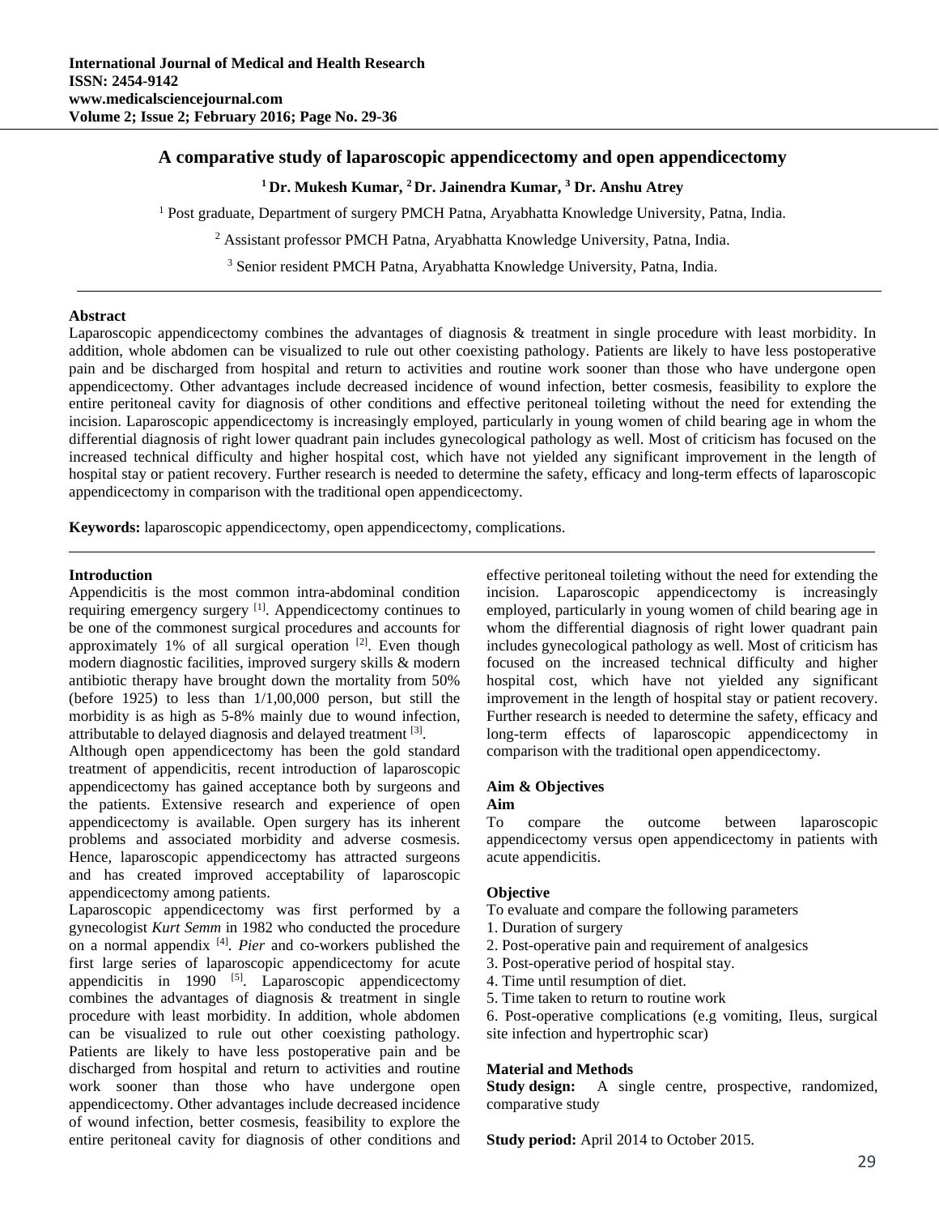# A comparative study of laparoscopic appendicectomy and open appendicectomy

**[1] Dr. Mukesh Kumar, [2] Dr. Jainendra Kumar, [3] Dr. Anshu Atrey**

[1] Post graduate, Department of surgery PMCH Patna, Aryabhatta Knowledge University, Patna, India.

[2] Assistant professor PMCH Patna, Aryabhatta Knowledge University, Patna, India.

[3] Senior resident PMCH Patna, Aryabhatta Knowledge University, Patna, India.

## Abstract

Laparoscopic appendicectomy combines the advantages of diagnosis & treatment in single procedure with least morbidity. In addition, whole abdomen can be visualized to rule out other coexisting pathology. Patients are likely to have less postoperative pain and be discharged from hospital and return to activities and routine work sooner than those who have undergone open appendicectomy. Other advantages include decreased incidence of wound infection, better cosmesis, feasibility to explore the entire peritoneal cavity for diagnosis of other conditions and effective peritoneal toileting without the need for extending the incision. Laparoscopic appendicectomy is increasingly employed, particularly in young women of child bearing age in whom the differential diagnosis of right lower quadrant pain includes gynecological pathology as well. Most of criticism has focused on the increased technical difficulty and higher hospital cost, which have not yielded any significant improvement in the length of hospital stay or patient recovery. Further research is needed to determine the safety, efficacy and long-term effects of laparoscopic appendicectomy in comparison with the traditional open appendicectomy.

**Keywords:** laparoscopic appendicectomy, open appendicectomy, complications.

## Introduction

Appendicitis is the most common intra-abdominal condition requiring emergency surgery [1]. Appendicectomy continues to be one of the commonest surgical procedures and accounts for approximately 1% of all surgical operation [2]. Even though modern diagnostic facilities, improved surgery skills & modern antibiotic therapy have brought down the mortality from 50% (before 1925) to less than 1/1,00,000 person, but still the morbidity is as high as 5-8% mainly due to wound infection, attributable to delayed diagnosis and delayed treatment [3].

Although open appendicectomy has been the gold standard treatment of appendicitis, recent introduction of laparoscopic appendicectomy has gained acceptance both by surgeons and the patients. Extensive research and experience of open appendicectomy is available. Open surgery has its inherent problems and associated morbidity and adverse cosmesis. Hence, laparoscopic appendicectomy has attracted surgeons and has created improved acceptability of laparoscopic appendicectomy among patients.

Laparoscopic appendicectomy was first performed by a gynecologist *Kurt Semm* in 1982 who conducted the procedure on a normal appendix [4]. *Pier* and co-workers published the first large series of laparoscopic appendicectomy for acute appendicitis in 1990 [5]. Laparoscopic appendicectomy combines the advantages of diagnosis & treatment in single procedure with least morbidity. In addition, whole abdomen can be visualized to rule out other coexisting pathology. Patients are likely to have less postoperative pain and be discharged from hospital and return to activities and routine work sooner than those who have undergone open appendicectomy. Other advantages include decreased incidence of wound infection, better cosmesis, feasibility to explore the entire peritoneal cavity for diagnosis of other conditions and effective peritoneal toileting without the need for extending the incision. Laparoscopic appendicectomy is increasingly employed, particularly in young women of child bearing age in whom the differential diagnosis of right lower quadrant pain includes gynecological pathology as well. Most of criticism has focused on the increased technical difficulty and higher hospital cost, which have not yielded any significant improvement in the length of hospital stay or patient recovery. Further research is needed to determine the safety, efficacy and long-term effects of laparoscopic appendicectomy in comparison with the traditional open appendicectomy.

## Aim & Objectives

### Aim

To compare the outcome between laparoscopic appendicectomy versus open appendicectomy in patients with acute appendicitis.

### Objective

To evaluate and compare the following parameters

1. Duration of surgery
2. Post-operative pain and requirement of analgesics
3. Post-operative period of hospital stay.
4. Time until resumption of diet.
5. Time taken to return to routine work
6. Post-operative complications (e.g vomiting, Ileus, surgical site infection and hypertrophic scar)

## Material and Methods

**Study design:** A single centre, prospective, randomized, comparative study

**Study period:** April 2014 to October 2015.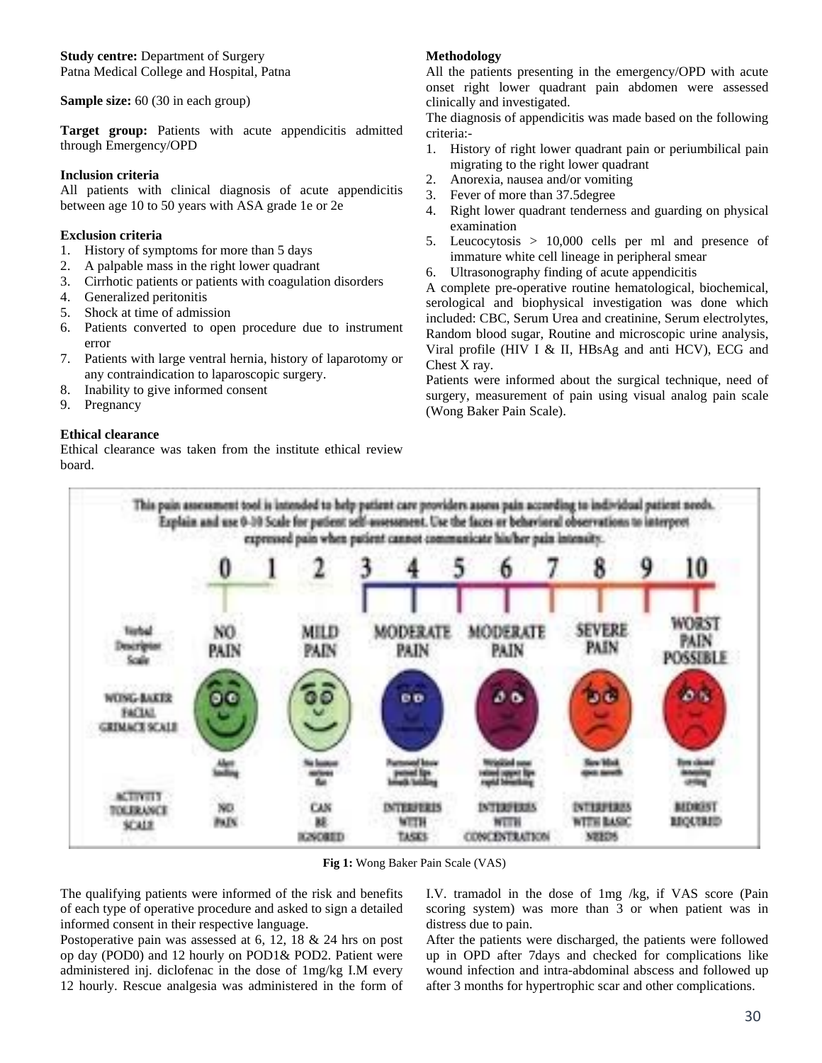**Study centre:** Department of Surgery
Patna Medical College and Hospital, Patna

**Sample size:** 60 (30 in each group)

**Target group:** Patients with acute appendicitis admitted through Emergency/OPD

**Inclusion criteria**

All patients with clinical diagnosis of acute appendicitis between age 10 to 50 years with ASA grade 1e or 2e

**Exclusion criteria**

1. History of symptoms for more than 5 days
2. A palpable mass in the right lower quadrant
3. Cirrhotic patients or patients with coagulation disorders
4. Generalized peritonitis
5. Shock at time of admission
6. Patients converted to open procedure due to instrument error
7. Patients with large ventral hernia, history of laparotomy or any contraindication to laparoscopic surgery.
8. Inability to give informed consent
9. Pregnancy

**Ethical clearance**

Ethical clearance was taken from the institute ethical review board.

**Methodology**

All the patients presenting in the emergency/OPD with acute onset right lower quadrant pain abdomen were assessed clinically and investigated.

The diagnosis of appendicitis was made based on the following criteria:-

1. History of right lower quadrant pain or periumbilical pain migrating to the right lower quadrant
2. Anorexia, nausea and/or vomiting
3. Fever of more than 37.5degree
4. Right lower quadrant tenderness and guarding on physical examination
5. Leucocytosis > 10,000 cells per ml and presence of immature white cell lineage in peripheral smear
6. Ultrasonography finding of acute appendicitis

A complete pre-operative routine hematological, biochemical, serological and biophysical investigation was done which included: CBC, Serum Urea and creatinine, Serum electrolytes, Random blood sugar, Routine and microscopic urine analysis, Viral profile (HIV I & II, HBsAg and anti HCV), ECG and Chest X ray.

Patients were informed about the surgical technique, need of surgery, measurement of pain using visual analog pain scale (Wong Baker Pain Scale).

This pain assessment tool is intended to help patient care providers assess pain according to individual patient needs. Explain and use 0-10 Scale for patient self-assessment. Use the faces or behavioral observations to interpret expressed pain when patient cannot communicate his/her pain intensity.

| | 0–1 | 2 | 3–4 | 5–6 | 7–8 | 9–10 |
|---|---|---|---|---|---|---|
| Verbal Descriptor Scale | NO PAIN | MILD PAIN | MODERATE PAIN | MODERATE PAIN | SEVERE PAIN | WORST PAIN POSSIBLE |
| Wong-Baker Facial Grimace Scale | Alert smiling | No humor serious flat | Furrowed brow pursed lips breath holding | Wrinkled nose raised upper lips rapid breathing | Slow blink open mouth | Eyes closed moaning crying |
| Activity Tolerance Scale | NO PAIN | CAN BE IGNORED | INTERFERES WITH TASKS | INTERFERES WITH CONCENTRATION | INTERFERES WITH BASIC NEEDS | BEDREST REQUIRED |

**Fig 1:** Wong Baker Pain Scale (VAS)

The qualifying patients were informed of the risk and benefits of each type of operative procedure and asked to sign a detailed informed consent in their respective language.

Postoperative pain was assessed at 6, 12, 18 & 24 hrs on post op day (POD0) and 12 hourly on POD1& POD2. Patient were administered inj. diclofenac in the dose of 1mg/kg I.M every 12 hourly. Rescue analgesia was administered in the form of I.V. tramadol in the dose of 1mg /kg, if VAS score (Pain scoring system) was more than 3 or when patient was in distress due to pain.

After the patients were discharged, the patients were followed up in OPD after 7days and checked for complications like wound infection and intra-abdominal abscess and followed up after 3 months for hypertrophic scar and other complications.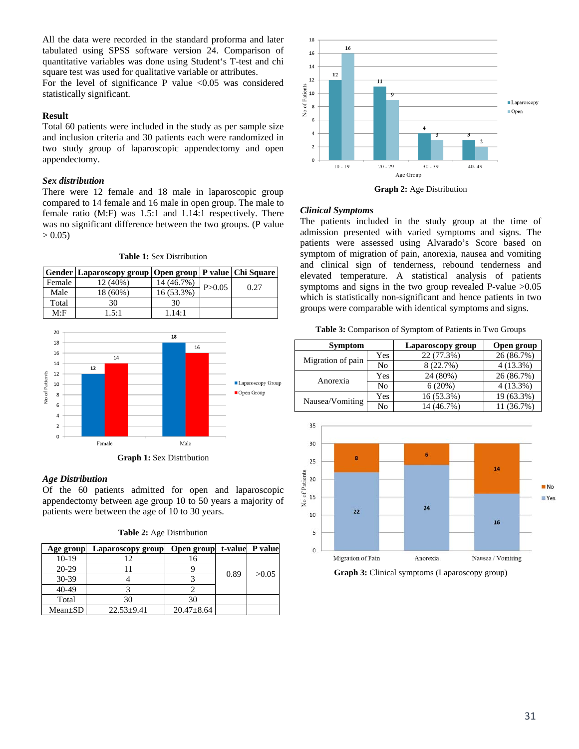All the data were recorded in the standard proforma and later tabulated using SPSS software version 24. Comparison of quantitative variables was done using Student's T-test and chi square test was used for qualitative variable or attributes.
For the level of significance P value <0.05 was considered statistically significant.

### Result

Total 60 patients were included in the study as per sample size and inclusion criteria and 30 patients each were randomized in two study group of laparoscopic appendectomy and open appendectomy.

#### *Sex distribution*

There were 12 female and 18 male in laparoscopic group compared to 14 female and 16 male in open group. The male to female ratio (M:F) was 1.5:1 and 1.14:1 respectively. There was no significant difference between the two groups. (P value > 0.05)

**Table 1:** Sex Distribution

| Gender | Laparoscopy group | Open group | P value | Chi Square |
|---|---|---|---|---|
| Female | 12 (40%) | 14 (46.7%) | P>0.05 | 0.27 |
| Male | 18 (60%) | 16 (53.3%) | | |
| Total | 30 | 30 | | |
| M:F | 1.5:1 | 1.14:1 | | |

**Graph 1:** Sex Distribution

#### *Age Distribution*

Of the 60 patients admitted for open and laparoscopic appendectomy between age group 10 to 50 years a majority of patients were between the age of 10 to 30 years.

**Table 2:** Age Distribution

| Age group | Laparoscopy group | Open group | t-value | P value |
|---|---|---|---|---|
| 10-19 | 12 | 16 | 0.89 | >0.05 |
| 20-29 | 11 | 9 | | |
| 30-39 | 4 | 3 | | |
| 40-49 | 3 | 2 | | |
| Total | 30 | 30 | | |
| Mean±SD | 22.53±9.41 | 20.47±8.64 | | |

**Graph 2:** Age Distribution

#### *Clinical Symptoms*

The patients included in the study group at the time of admission presented with varied symptoms and signs. The patients were assessed using Alvarado's Score based on symptom of migration of pain, anorexia, nausea and vomiting and clinical sign of tenderness, rebound tenderness and elevated temperature. A statistical analysis of patients symptoms and signs in the two group revealed P-value >0.05 which is statistically non-significant and hence patients in two groups were comparable with identical symptoms and signs.

**Table 3:** Comparison of Symptom of Patients in Two Groups

| Symptom | | Laparoscopy group | Open group |
|---|---|---|---|
| Migration of pain | Yes | 22 (77.3%) | 26 (86.7%) |
| | No | 8 (22.7%) | 4 (13.3%) |
| Anorexia | Yes | 24 (80%) | 26 (86.7%) |
| | No | 6 (20%) | 4 (13.3%) |
| Nausea/Vomiting | Yes | 16 (53.3%) | 19 (63.3%) |
| | No | 14 (46.7%) | 11 (36.7%) |

**Graph 3:** Clinical symptoms (Laparoscopy group)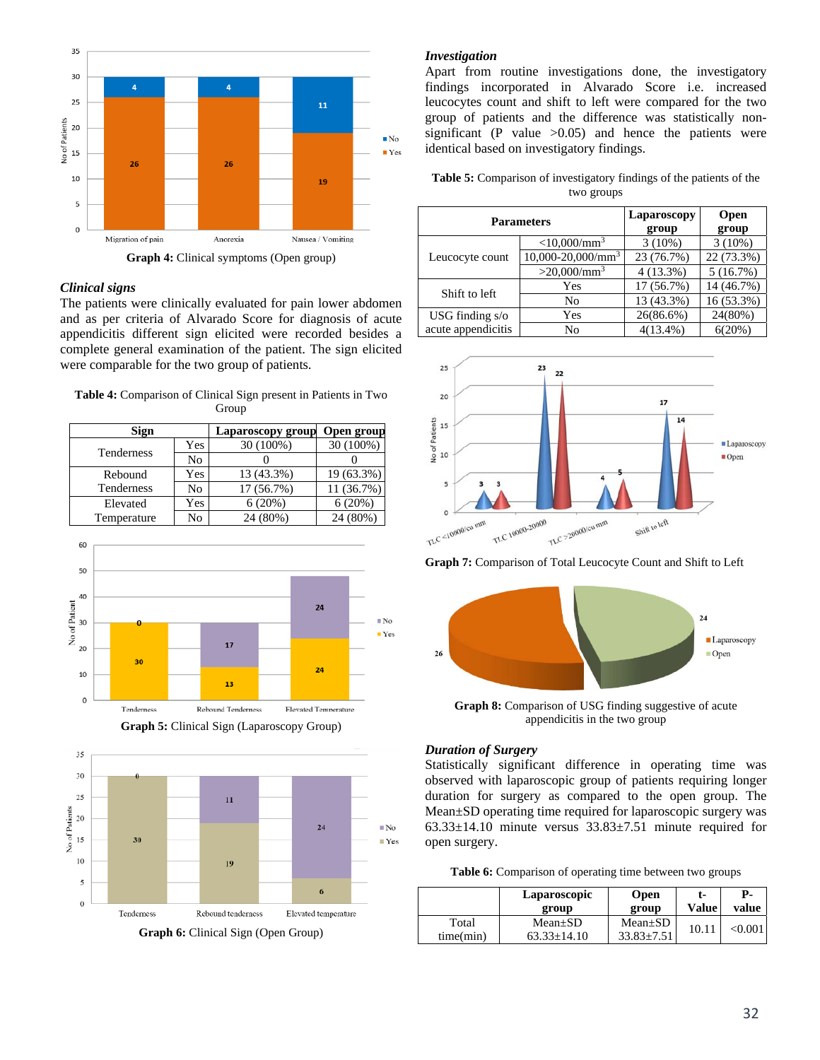Graph 4: Clinical symptoms (Open group)

### Clinical signs

The patients were clinically evaluated for pain lower abdomen and as per criteria of Alvarado Score for diagnosis of acute appendicitis different sign elicited were recorded besides a complete general examination of the patient. The sign elicited were comparable for the two group of patients.

**Table 4:** Comparison of Clinical Sign present in Patients in Two Group

| Sign | | Laparoscopy group | Open group |
|---|---|---|---|
| Tenderness | Yes | 30 (100%) | 30 (100%) |
| | No | 0 | 0 |
| Rebound Tenderness | Yes | 13 (43.3%) | 19 (63.3%) |
| | No | 17 (56.7%) | 11 (36.7%) |
| Elevated Temperature | Yes | 6 (20%) | 6 (20%) |
| | No | 24 (80%) | 24 (80%) |

Graph 5: Clinical Sign (Laparoscopy Group)

Graph 6: Clinical Sign (Open Group)

### Investigation

Apart from routine investigations done, the investigatory findings incorporated in Alvarado Score i.e. increased leucocytes count and shift to left were compared for the two group of patients and the difference was statistically non-significant (P value >0.05) and hence the patients were identical based on investigatory findings.

**Table 5:** Comparison of investigatory findings of the patients of the two groups

| Parameters | | Laparoscopy group | Open group |
|---|---|---|---|
| Leucocyte count | <10,000/mm$^3$ | 3 (10%) | 3 (10%) |
| | 10,000-20,000/mm$^3$ | 23 (76.7%) | 22 (73.3%) |
| | >20,000/mm$^3$ | 4 (13.3%) | 5 (16.7%) |
| Shift to left | Yes | 17 (56.7%) | 14 (46.7%) |
| | No | 13 (43.3%) | 16 (53.3%) |
| USG finding s/o acute appendicitis | Yes | 26(86.6%) | 24(80%) |
| | No | 4(13.4%) | 6(20%) |

Graph 7: Comparison of Total Leucocyte Count and Shift to Left

Graph 8: Comparison of USG finding suggestive of acute appendicitis in the two group

### Duration of Surgery

Statistically significant difference in operating time was observed with laparoscopic group of patients requiring longer duration for surgery as compared to the open group. The Mean±SD operating time required for laparoscopic surgery was 63.33±14.10 minute versus 33.83±7.51 minute required for open surgery.

**Table 6:** Comparison of operating time between two groups

| | Laparoscopic group | Open group | t-Value | P-value |
|---|---|---|---|---|
| Total time(min) | Mean±SD 63.33±14.10 | Mean±SD 33.83±7.51 | 10.11 | <0.001 |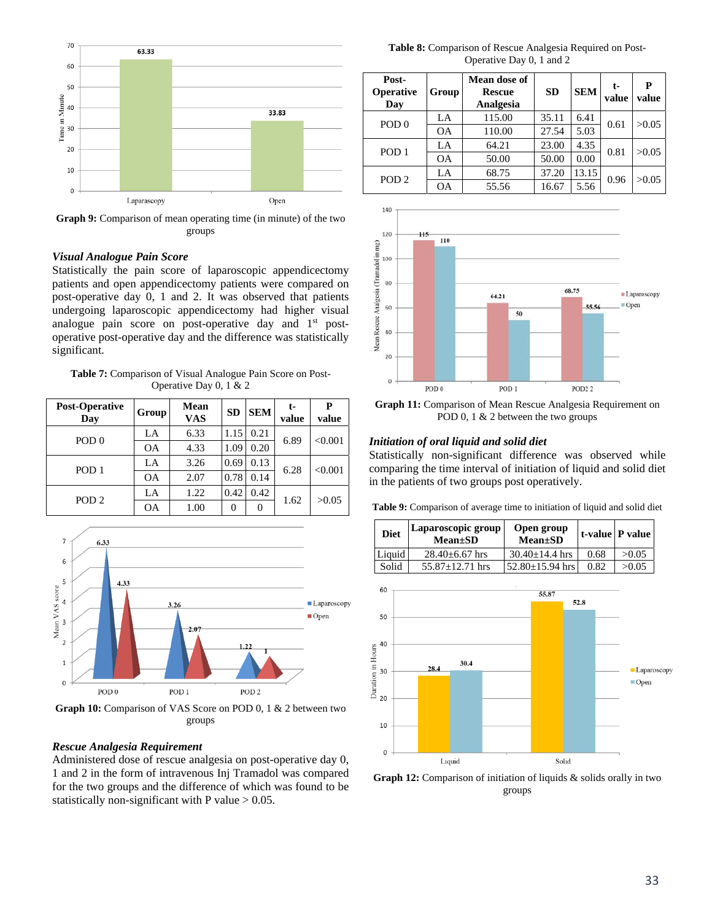Graph 9: Comparison of mean operating time (in minute) of the two groups

### *Visual Analogue Pain Score*

Statistically the pain score of laparoscopic appendicectomy patients and open appendicectomy patients were compared on post-operative day 0, 1 and 2. It was observed that patients undergoing laparoscopic appendicectomy had higher visual analogue pain score on post-operative day and 1st post-operative post-operative day and the difference was statistically significant.

**Table 7:** Comparison of Visual Analogue Pain Score on Post-Operative Day 0, 1 & 2

| Post-Operative Day | Group | Mean VAS | SD | SEM | t-value | P value |
|---|---|---|---|---|---|---|
| POD 0 | LA | 6.33 | 1.15 | 0.21 | 6.89 | <0.001 |
| | OA | 4.33 | 1.09 | 0.20 | | |
| POD 1 | LA | 3.26 | 0.69 | 0.13 | 6.28 | <0.001 |
| | OA | 2.07 | 0.78 | 0.14 | | |
| POD 2 | LA | 1.22 | 0.42 | 0.42 | 1.62 | >0.05 |
| | OA | 1.00 | 0 | 0 | | |

**Graph 10:** Comparison of VAS Score on POD 0, 1 & 2 between two groups

### *Rescue Analgesia Requirement*

Administered dose of rescue analgesia on post-operative day 0, 1 and 2 in the form of intravenous Inj Tramadol was compared for the two groups and the difference of which was found to be statistically non-significant with P value > 0.05.

**Table 8:** Comparison of Rescue Analgesia Required on Post-Operative Day 0, 1 and 2

| Post-Operative Day | Group | Mean dose of Rescue Analgesia | SD | SEM | t-value | P value |
|---|---|---|---|---|---|---|
| POD 0 | LA | 115.00 | 35.11 | 6.41 | 0.61 | >0.05 |
| | OA | 110.00 | 27.54 | 5.03 | | |
| POD 1 | LA | 64.21 | 23.00 | 4.35 | 0.81 | >0.05 |
| | OA | 50.00 | 50.00 | 0.00 | | |
| POD 2 | LA | 68.75 | 37.20 | 13.15 | 0.96 | >0.05 |
| | OA | 55.56 | 16.67 | 5.56 | | |

**Graph 11:** Comparison of Mean Rescue Analgesia Requirement on POD 0, 1 & 2 between the two groups

### *Initiation of oral liquid and solid diet*

Statistically non-significant difference was observed while comparing the time interval of initiation of liquid and solid diet in the patients of two groups post operatively.

**Table 9:** Comparison of average time to initiation of liquid and solid diet

| Diet | Laparoscopic group Mean±SD | Open group Mean±SD | t-value | P value |
|---|---|---|---|---|
| Liquid | 28.40±6.67 hrs | 30.40±14.4 hrs | 0.68 | >0.05 |
| Solid | 55.87±12.71 hrs | 52.80±15.94 hrs | 0.82 | >0.05 |

**Graph 12:** Comparison of initiation of liquids & solids orally in two groups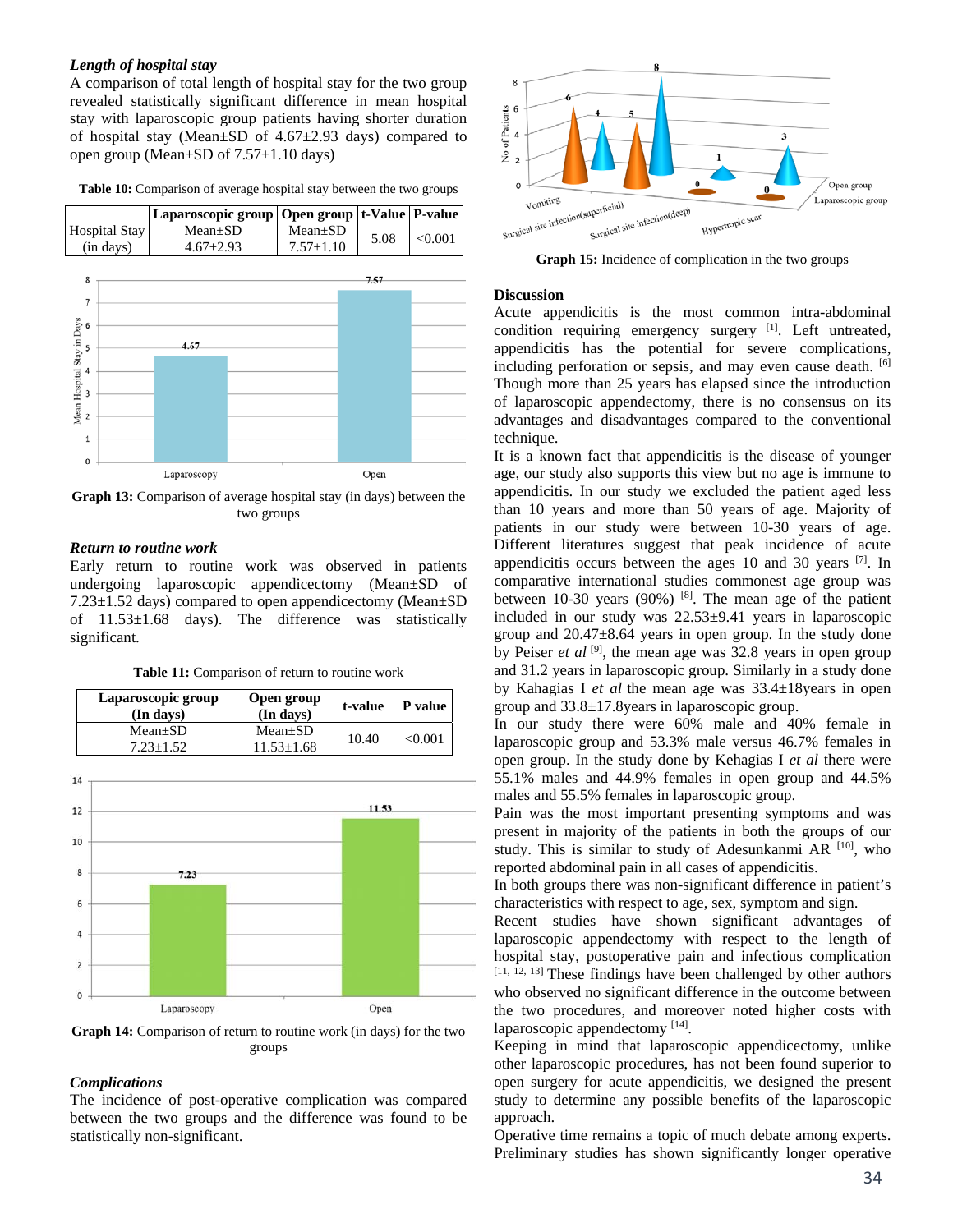### *Length of hospital stay*

A comparison of total length of hospital stay for the two group revealed statistically significant difference in mean hospital stay with laparoscopic group patients having shorter duration of hospital stay (Mean±SD of 4.67±2.93 days) compared to open group (Mean±SD of 7.57±1.10 days)

**Table 10:** Comparison of average hospital stay between the two groups

| | Laparoscopic group | Open group | t-Value | P-value |
|---|---|---|---|---|
| Hospital Stay (in days) | Mean±SD 4.67±2.93 | Mean±SD 7.57±1.10 | 5.08 | <0.001 |

**Graph 13:** Comparison of average hospital stay (in days) between the two groups

### *Return to routine work*

Early return to routine work was observed in patients undergoing laparoscopic appendicectomy (Mean±SD of 7.23±1.52 days) compared to open appendicectomy (Mean±SD of 11.53±1.68 days). The difference was statistically significant.

**Table 11:** Comparison of return to routine work

| Laparoscopic group (In days) | Open group (In days) | t-value | P value |
|---|---|---|---|
| Mean±SD 7.23±1.52 | Mean±SD 11.53±1.68 | 10.40 | <0.001 |

**Graph 14:** Comparison of return to routine work (in days) for the two groups

### *Complications*

The incidence of post-operative complication was compared between the two groups and the difference was found to be statistically non-significant.

**Graph 15:** Incidence of complication in the two groups

### Discussion

Acute appendicitis is the most common intra-abdominal condition requiring emergency surgery [1]. Left untreated, appendicitis has the potential for severe complications, including perforation or sepsis, and may even cause death. [6] Though more than 25 years has elapsed since the introduction of laparoscopic appendectomy, there is no consensus on its advantages and disadvantages compared to the conventional technique.

It is a known fact that appendicitis is the disease of younger age, our study also supports this view but no age is immune to appendicitis. In our study we excluded the patient aged less than 10 years and more than 50 years of age. Majority of patients in our study were between 10-30 years of age. Different literatures suggest that peak incidence of acute appendicitis occurs between the ages 10 and 30 years [7]. In comparative international studies commonest age group was between 10-30 years (90%) [8]. The mean age of the patient included in our study was 22.53±9.41 years in laparoscopic group and 20.47±8.64 years in open group. In the study done by Peiser *et al* [9], the mean age was 32.8 years in open group and 31.2 years in laparoscopic group. Similarly in a study done by Kahagias I *et al* the mean age was 33.4±18years in open group and 33.8±17.8years in laparoscopic group.

In our study there were 60% male and 40% female in laparoscopic group and 53.3% male versus 46.7% females in open group. In the study done by Kehagias I *et al* there were 55.1% males and 44.9% females in open group and 44.5% males and 55.5% females in laparoscopic group.

Pain was the most important presenting symptoms and was present in majority of the patients in both the groups of our study. This is similar to study of Adesunkanmi AR [10], who reported abdominal pain in all cases of appendicitis.

In both groups there was non-significant difference in patient's characteristics with respect to age, sex, symptom and sign.

Recent studies have shown significant advantages of laparoscopic appendectomy with respect to the length of hospital stay, postoperative pain and infectious complication [11, 12, 13] These findings have been challenged by other authors who observed no significant difference in the outcome between the two procedures, and moreover noted higher costs with laparoscopic appendectomy [14].

Keeping in mind that laparoscopic appendicectomy, unlike other laparoscopic procedures, has not been found superior to open surgery for acute appendicitis, we designed the present study to determine any possible benefits of the laparoscopic approach.

Operative time remains a topic of much debate among experts. Preliminary studies has shown significantly longer operative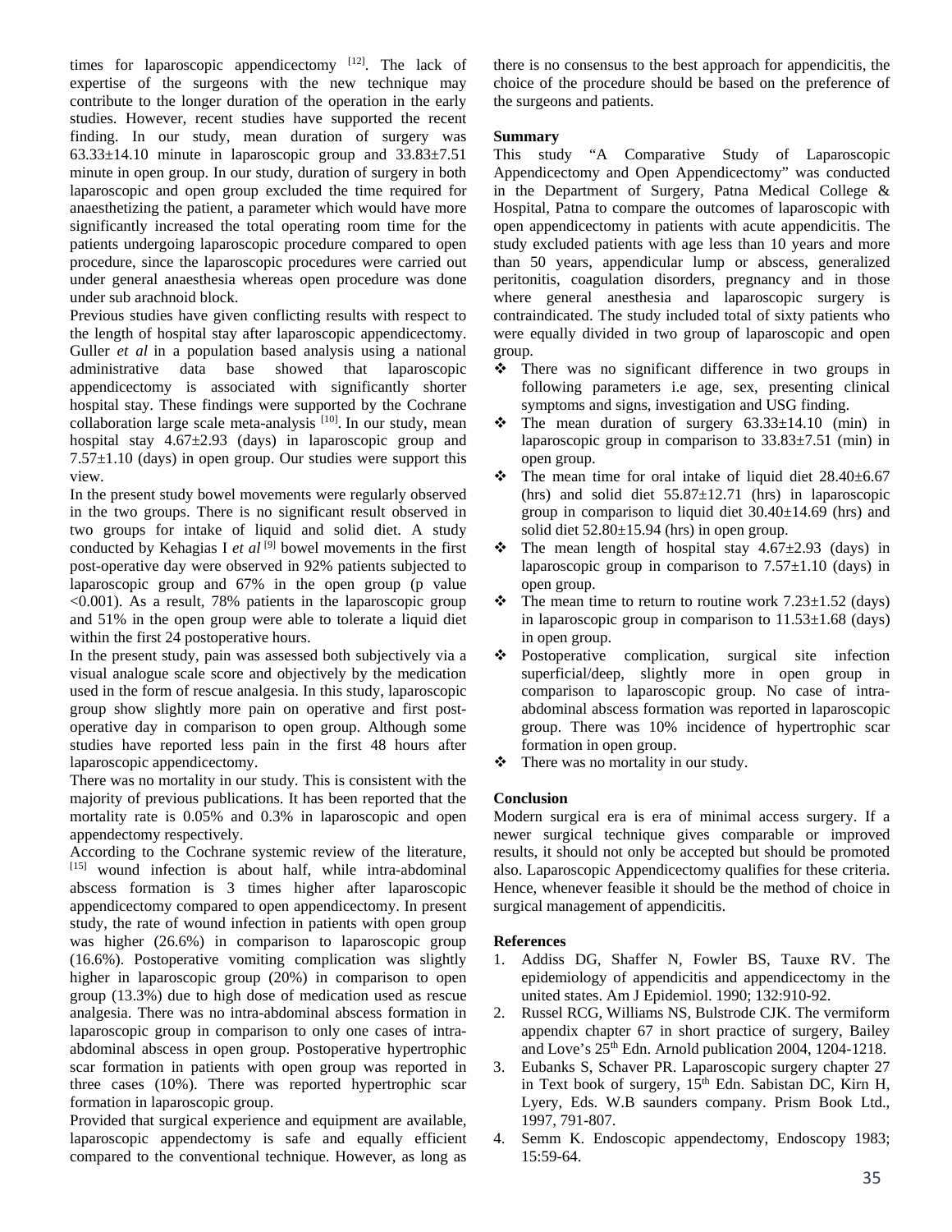times for laparoscopic appendicectomy [12]. The lack of expertise of the surgeons with the new technique may contribute to the longer duration of the operation in the early studies. However, recent studies have supported the recent finding. In our study, mean duration of surgery was 63.33±14.10 minute in laparoscopic group and 33.83±7.51 minute in open group. In our study, duration of surgery in both laparoscopic and open group excluded the time required for anaesthetizing the patient, a parameter which would have more significantly increased the total operating room time for the patients undergoing laparoscopic procedure compared to open procedure, since the laparoscopic procedures were carried out under general anaesthesia whereas open procedure was done under sub arachnoid block.

Previous studies have given conflicting results with respect to the length of hospital stay after laparoscopic appendicectomy. Guller *et al* in a population based analysis using a national administrative data base showed that laparoscopic appendicectomy is associated with significantly shorter hospital stay. These findings were supported by the Cochrane collaboration large scale meta-analysis [10]. In our study, mean hospital stay 4.67±2.93 (days) in laparoscopic group and 7.57±1.10 (days) in open group. Our studies were support this view.

In the present study bowel movements were regularly observed in the two groups. There is no significant result observed in two groups for intake of liquid and solid diet. A study conducted by Kehagias I *et al* [9] bowel movements in the first post-operative day were observed in 92% patients subjected to laparoscopic group and 67% in the open group (p value <0.001). As a result, 78% patients in the laparoscopic group and 51% in the open group were able to tolerate a liquid diet within the first 24 postoperative hours.

In the present study, pain was assessed both subjectively via a visual analogue scale score and objectively by the medication used in the form of rescue analgesia. In this study, laparoscopic group show slightly more pain on operative and first post-operative day in comparison to open group. Although some studies have reported less pain in the first 48 hours after laparoscopic appendicectomy.

There was no mortality in our study. This is consistent with the majority of previous publications. It has been reported that the mortality rate is 0.05% and 0.3% in laparoscopic and open appendectomy respectively.

According to the Cochrane systemic review of the literature, [15] wound infection is about half, while intra-abdominal abscess formation is 3 times higher after laparoscopic appendicectomy compared to open appendicectomy. In present study, the rate of wound infection in patients with open group was higher (26.6%) in comparison to laparoscopic group (16.6%). Postoperative vomiting complication was slightly higher in laparoscopic group (20%) in comparison to open group (13.3%) due to high dose of medication used as rescue analgesia. There was no intra-abdominal abscess formation in laparoscopic group in comparison to only one cases of intra-abdominal abscess in open group. Postoperative hypertrophic scar formation in patients with open group was reported in three cases (10%). There was reported hypertrophic scar formation in laparoscopic group.

Provided that surgical experience and equipment are available, laparoscopic appendectomy is safe and equally efficient compared to the conventional technique. However, as long as there is no consensus to the best approach for appendicitis, the choice of the procedure should be based on the preference of the surgeons and patients.

**Summary**

This study "A Comparative Study of Laparoscopic Appendicectomy and Open Appendicectomy" was conducted in the Department of Surgery, Patna Medical College & Hospital, Patna to compare the outcomes of laparoscopic with open appendicectomy in patients with acute appendicitis. The study excluded patients with age less than 10 years and more than 50 years, appendicular lump or abscess, generalized peritonitis, coagulation disorders, pregnancy and in those where general anesthesia and laparoscopic surgery is contraindicated. The study included total of sixty patients who were equally divided in two group of laparoscopic and open group.

- ❖ There was no significant difference in two groups in following parameters i.e age, sex, presenting clinical symptoms and signs, investigation and USG finding.
- ❖ The mean duration of surgery 63.33±14.10 (min) in laparoscopic group in comparison to 33.83±7.51 (min) in open group.
- ❖ The mean time for oral intake of liquid diet 28.40±6.67 (hrs) and solid diet 55.87±12.71 (hrs) in laparoscopic group in comparison to liquid diet 30.40±14.69 (hrs) and solid diet 52.80±15.94 (hrs) in open group.
- ❖ The mean length of hospital stay 4.67±2.93 (days) in laparoscopic group in comparison to 7.57±1.10 (days) in open group.
- ❖ The mean time to return to routine work 7.23±1.52 (days) in laparoscopic group in comparison to 11.53±1.68 (days) in open group.
- ❖ Postoperative complication, surgical site infection superficial/deep, slightly more in open group in comparison to laparoscopic group. No case of intra-abdominal abscess formation was reported in laparoscopic group. There was 10% incidence of hypertrophic scar formation in open group.
- ❖ There was no mortality in our study.

**Conclusion**

Modern surgical era is era of minimal access surgery. If a newer surgical technique gives comparable or improved results, it should not only be accepted but should be promoted also. Laparoscopic Appendicectomy qualifies for these criteria. Hence, whenever feasible it should be the method of choice in surgical management of appendicitis.

**References**

1. Addiss DG, Shaffer N, Fowler BS, Tauxe RV. The epidemiology of appendicitis and appendicectomy in the united states. Am J Epidemiol. 1990; 132:910-92.
2. Russel RCG, Williams NS, Bulstrode CJK. The vermiform appendix chapter 67 in short practice of surgery, Bailey and Love's 25th Edn. Arnold publication 2004, 1204-1218.
3. Eubanks S, Schaver PR. Laparoscopic surgery chapter 27 in Text book of surgery, 15th Edn. Sabistan DC, Kirn H, Lyery, Eds. W.B saunders company. Prism Book Ltd., 1997, 791-807.
4. Semm K. Endoscopic appendectomy, Endoscopy 1983; 15:59-64.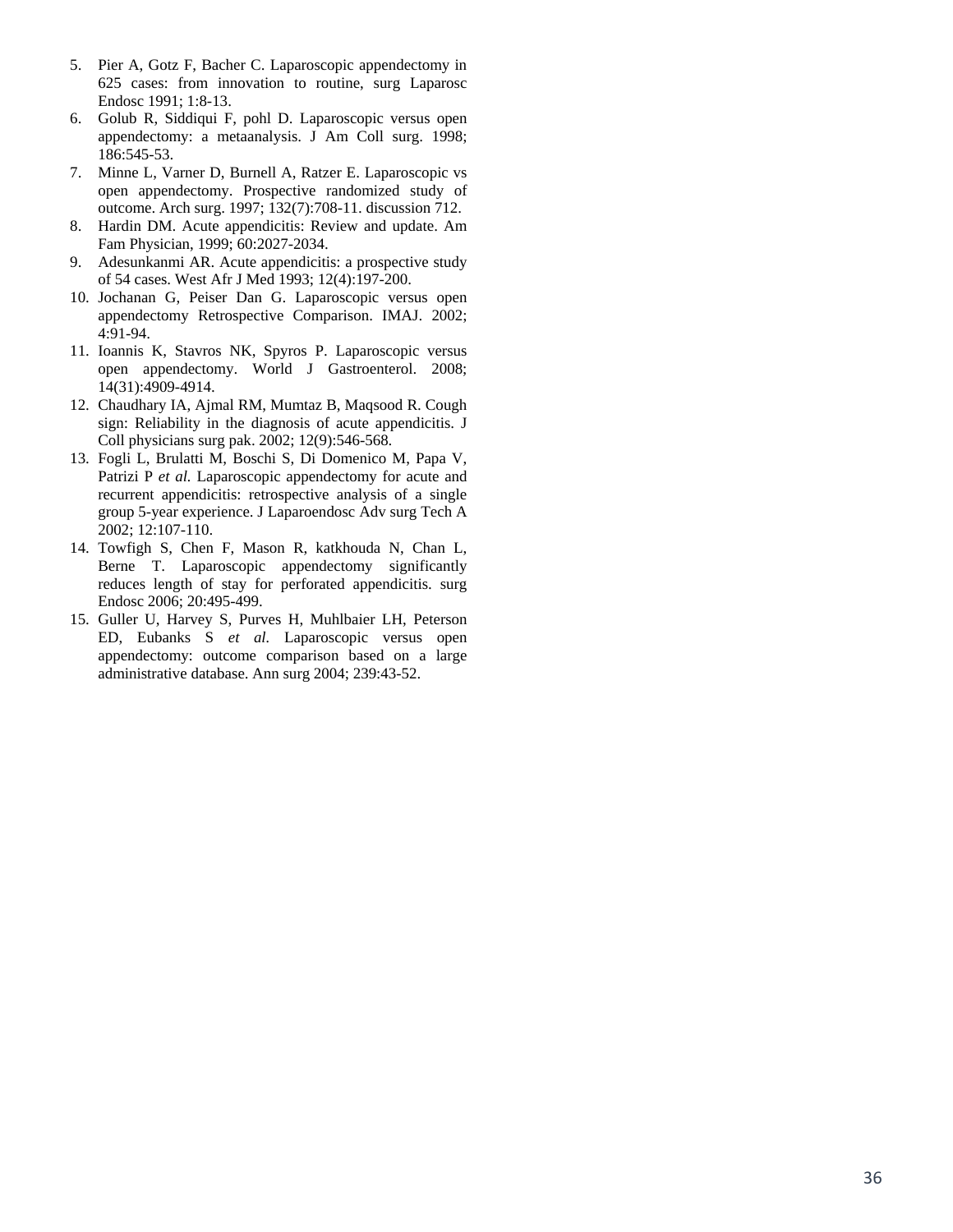5. Pier A, Gotz F, Bacher C. Laparoscopic appendectomy in 625 cases: from innovation to routine, surg Laparosc Endosc 1991; 1:8-13.
6. Golub R, Siddiqui F, pohl D. Laparoscopic versus open appendectomy: a metaanalysis. J Am Coll surg. 1998; 186:545-53.
7. Minne L, Varner D, Burnell A, Ratzer E. Laparoscopic vs open appendectomy. Prospective randomized study of outcome. Arch surg. 1997; 132(7):708-11. discussion 712.
8. Hardin DM. Acute appendicitis: Review and update. Am Fam Physician, 1999; 60:2027-2034.
9. Adesunkanmi AR. Acute appendicitis: a prospective study of 54 cases. West Afr J Med 1993; 12(4):197-200.
10. Jochanan G, Peiser Dan G. Laparoscopic versus open appendectomy Retrospective Comparison. IMAJ. 2002; 4:91-94.
11. Ioannis K, Stavros NK, Spyros P. Laparoscopic versus open appendectomy. World J Gastroenterol. 2008; 14(31):4909-4914.
12. Chaudhary IA, Ajmal RM, Mumtaz B, Maqsood R. Cough sign: Reliability in the diagnosis of acute appendicitis. J Coll physicians surg pak. 2002; 12(9):546-568.
13. Fogli L, Brulatti M, Boschi S, Di Domenico M, Papa V, Patrizi P *et al.* Laparoscopic appendectomy for acute and recurrent appendicitis: retrospective analysis of a single group 5-year experience. J Laparoendosc Adv surg Tech A 2002; 12:107-110.
14. Towfigh S, Chen F, Mason R, katkhouda N, Chan L, Berne T. Laparoscopic appendectomy significantly reduces length of stay for perforated appendicitis. surg Endosc 2006; 20:495-499.
15. Guller U, Harvey S, Purves H, Muhlbaier LH, Peterson ED, Eubanks S *et al.* Laparoscopic versus open appendectomy: outcome comparison based on a large administrative database. Ann surg 2004; 239:43-52.